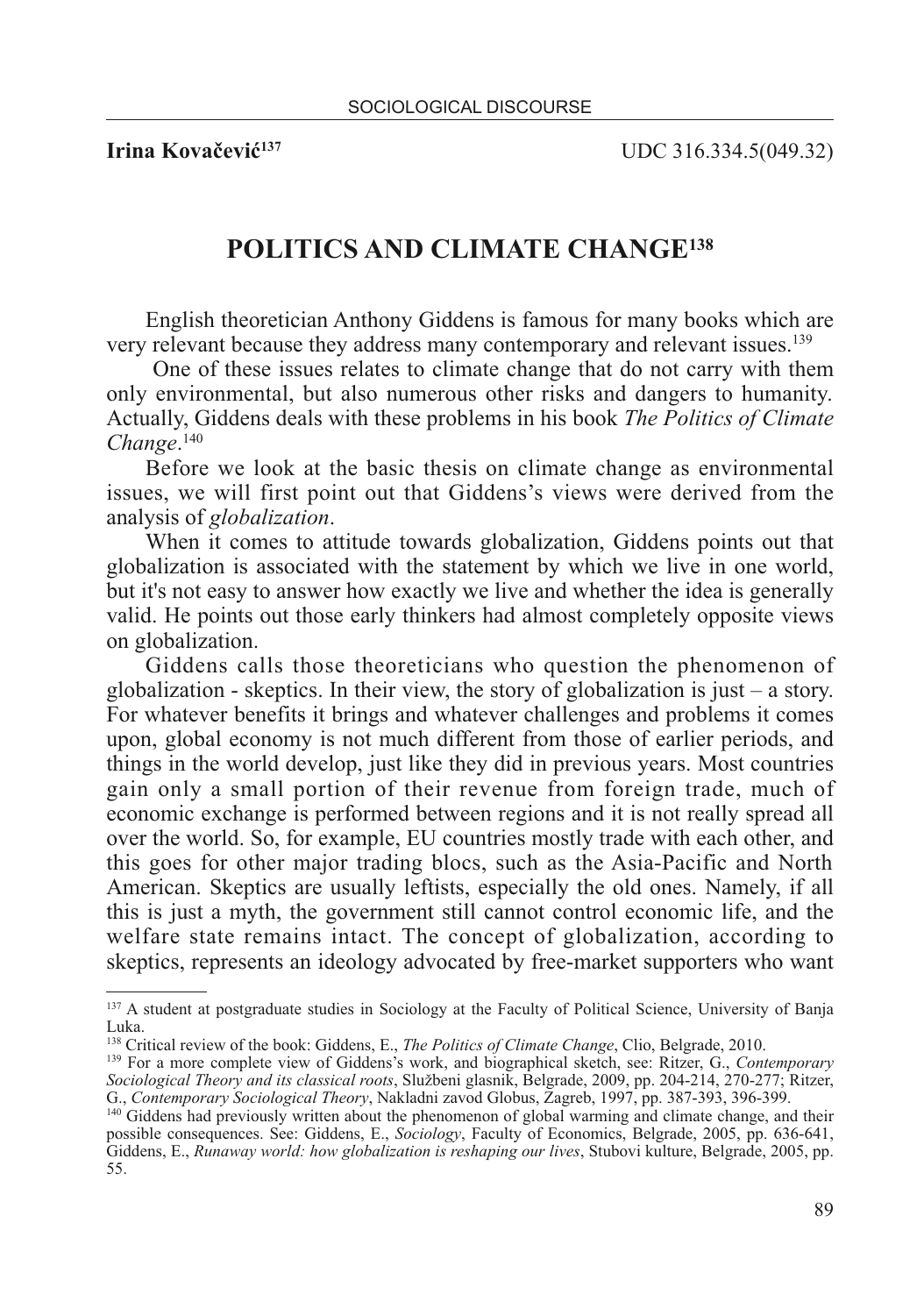**Irina Kovačević**[137] UDC 316.334.5(049.32)

# POLITICS AND CLIMATE CHANGE[138]

English theoretician Anthony Giddens is famous for many books which are very relevant because they address many contemporary and relevant issues.[139]

One of these issues relates to climate change that do not carry with them only environmental, but also numerous other risks and dangers to humanity. Actually, Giddens deals with these problems in his book *The Politics of Climate Change*.[140]

Before we look at the basic thesis on climate change as environmental issues, we will first point out that Giddens's views were derived from the analysis of *globalization*.

When it comes to attitude towards globalization, Giddens points out that globalization is associated with the statement by which we live in one world, but it's not easy to answer how exactly we live and whether the idea is generally valid. He points out those early thinkers had almost completely opposite views on globalization.

Giddens calls those theoreticians who question the phenomenon of globalization - skeptics. In their view, the story of globalization is just – a story. For whatever benefits it brings and whatever challenges and problems it comes upon, global economy is not much different from those of earlier periods, and things in the world develop, just like they did in previous years. Most countries gain only a small portion of their revenue from foreign trade, much of economic exchange is performed between regions and it is not really spread all over the world. So, for example, EU countries mostly trade with each other, and this goes for other major trading blocs, such as the Asia-Pacific and North American. Skeptics are usually leftists, especially the old ones. Namely, if all this is just a myth, the government still cannot control economic life, and the welfare state remains intact. The concept of globalization, according to skeptics, represents an ideology advocated by free-market supporters who want

---

[137] A student at postgraduate studies in Sociology at the Faculty of Political Science, University of Banja Luka.

[138] Critical review of the book: Giddens, E., *The Politics of Climate Change*, Clio, Belgrade, 2010.

[139] For a more complete view of Giddens's work, and biographical sketch, see: Ritzer, G., *Contemporary Sociological Theory and its classical roots*, Službeni glasnik, Belgrade, 2009, pp. 204-214, 270-277; Ritzer, G., *Contemporary Sociological Theory*, Nakladni zavod Globus, Zagreb, 1997, pp. 387-393, 396-399.

[140] Giddens had previously written about the phenomenon of global warming and climate change, and their possible consequences. See: Giddens, E., *Sociology*, Faculty of Economics, Belgrade, 2005, pp. 636-641, Giddens, E., *Runaway world: how globalization is reshaping our lives*, Stubovi kulture, Belgrade, 2005, pp. 55.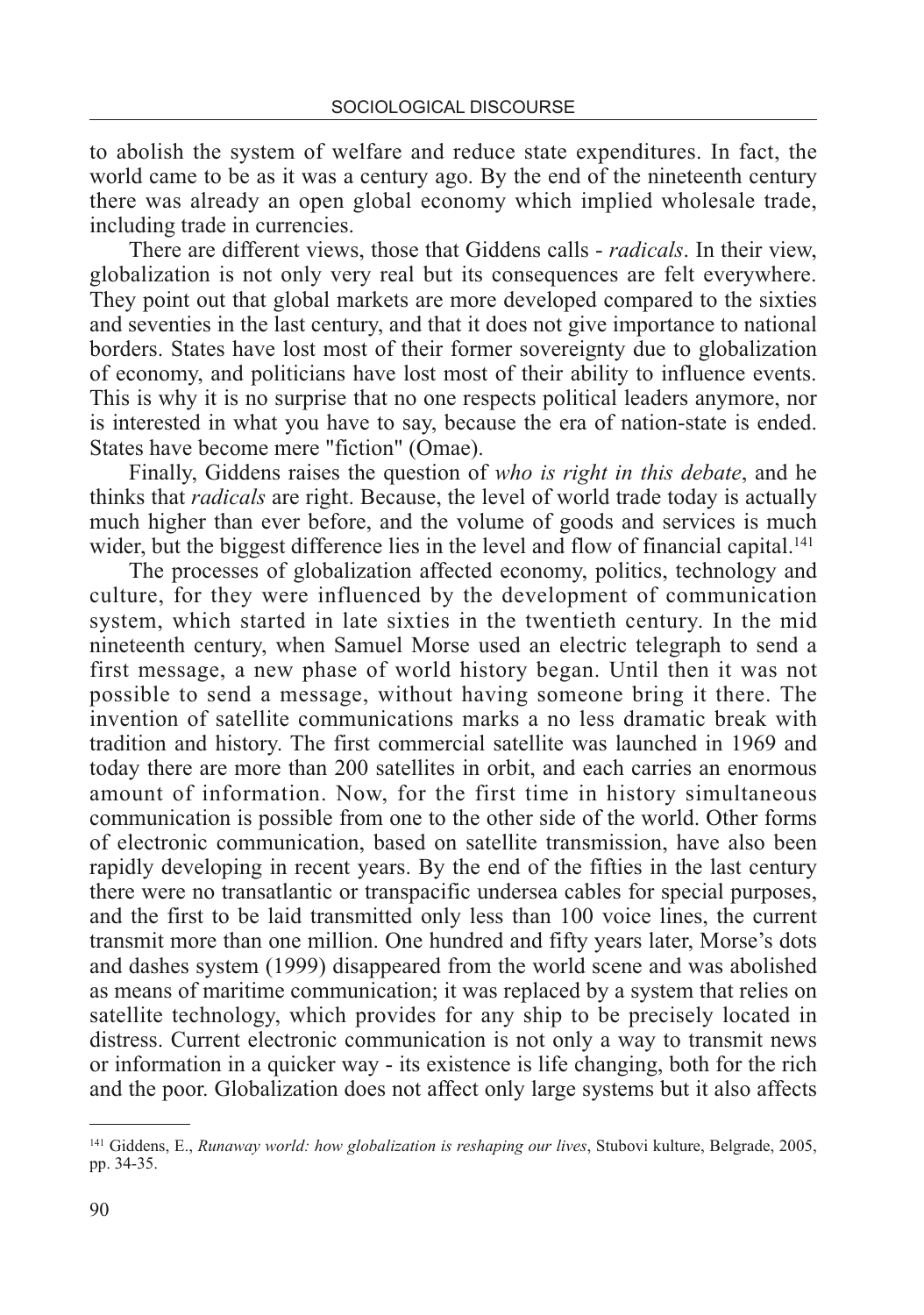to abolish the system of welfare and reduce state expenditures. In fact, the world came to be as it was a century ago. By the end of the nineteenth century there was already an open global economy which implied wholesale trade, including trade in currencies.

There are different views, those that Giddens calls - *radicals*. In their view, globalization is not only very real but its consequences are felt everywhere. They point out that global markets are more developed compared to the sixties and seventies in the last century, and that it does not give importance to national borders. States have lost most of their former sovereignty due to globalization of economy, and politicians have lost most of their ability to influence events. This is why it is no surprise that no one respects political leaders anymore, nor is interested in what you have to say, because the era of nation-state is ended. States have become mere "fiction" (Omae).

Finally, Giddens raises the question of *who is right in this debate*, and he thinks that *radicals* are right. Because, the level of world trade today is actually much higher than ever before, and the volume of goods and services is much wider, but the biggest difference lies in the level and flow of financial capital.[141]

The processes of globalization affected economy, politics, technology and culture, for they were influenced by the development of communication system, which started in late sixties in the twentieth century. In the mid nineteenth century, when Samuel Morse used an electric telegraph to send a first message, a new phase of world history began. Until then it was not possible to send a message, without having someone bring it there. The invention of satellite communications marks a no less dramatic break with tradition and history. The first commercial satellite was launched in 1969 and today there are more than 200 satellites in orbit, and each carries an enormous amount of information. Now, for the first time in history simultaneous communication is possible from one to the other side of the world. Other forms of electronic communication, based on satellite transmission, have also been rapidly developing in recent years. By the end of the fifties in the last century there were no transatlantic or transpacific undersea cables for special purposes, and the first to be laid transmitted only less than 100 voice lines, the current transmit more than one million. One hundred and fifty years later, Morse's dots and dashes system (1999) disappeared from the world scene and was abolished as means of maritime communication; it was replaced by a system that relies on satellite technology, which provides for any ship to be precisely located in distress. Current electronic communication is not only a way to transmit news or information in a quicker way - its existence is life changing, both for the rich and the poor. Globalization does not affect only large systems but it also affects

[141] Giddens, E., *Runaway world: how globalization is reshaping our lives*, Stubovi kulture, Belgrade, 2005, pp. 34-35.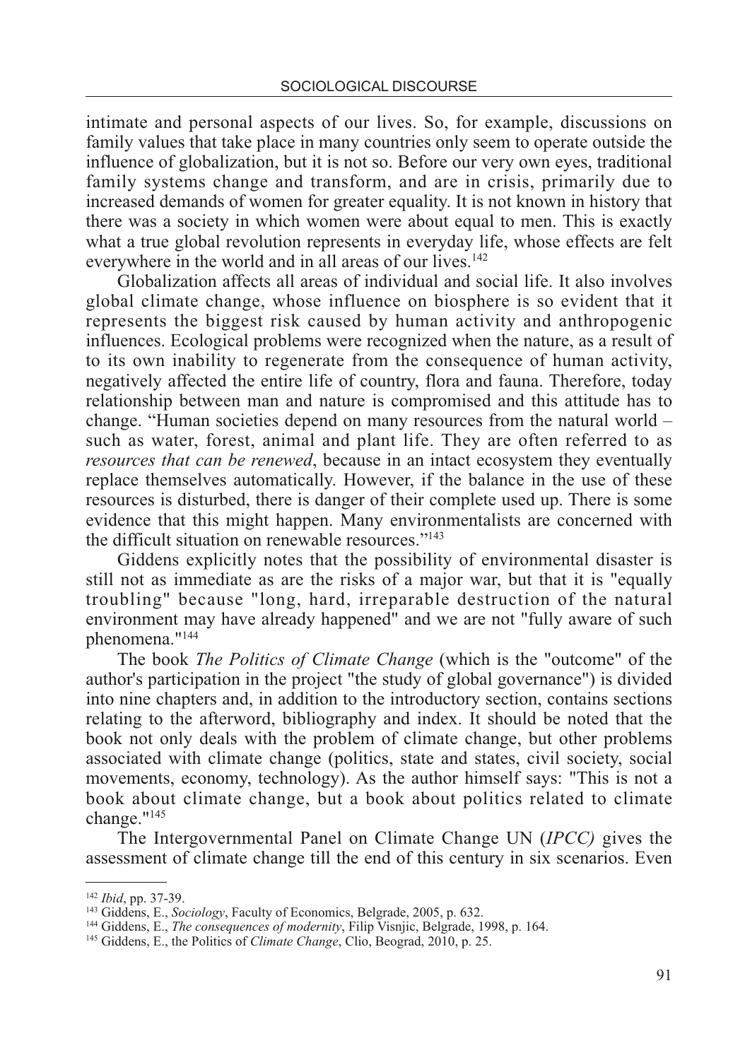intimate and personal aspects of our lives. So, for example, discussions on family values that take place in many countries only seem to operate outside the influence of globalization, but it is not so. Before our very own eyes, traditional family systems change and transform, and are in crisis, primarily due to increased demands of women for greater equality. It is not known in history that there was a society in which women were about equal to men. This is exactly what a true global revolution represents in everyday life, whose effects are felt everywhere in the world and in all areas of our lives.[142]

Globalization affects all areas of individual and social life. It also involves global climate change, whose influence on biosphere is so evident that it represents the biggest risk caused by human activity and anthropogenic influences. Ecological problems were recognized when the nature, as a result of to its own inability to regenerate from the consequence of human activity, negatively affected the entire life of country, flora and fauna. Therefore, today relationship between man and nature is compromised and this attitude has to change. "Human societies depend on many resources from the natural world – such as water, forest, animal and plant life. They are often referred to as *resources that can be renewed*, because in an intact ecosystem they eventually replace themselves automatically. However, if the balance in the use of these resources is disturbed, there is danger of their complete used up. There is some evidence that this might happen. Many environmentalists are concerned with the difficult situation on renewable resources."[143]

Giddens explicitly notes that the possibility of environmental disaster is still not as immediate as are the risks of a major war, but that it is "equally troubling" because "long, hard, irreparable destruction of the natural environment may have already happened" and we are not "fully aware of such phenomena."[144]

The book *The Politics of Climate Change* (which is the "outcome" of the author's participation in the project "the study of global governance") is divided into nine chapters and, in addition to the introductory section, contains sections relating to the afterword, bibliography and index. It should be noted that the book not only deals with the problem of climate change, but other problems associated with climate change (politics, state and states, civil society, social movements, economy, technology). As the author himself says: "This is not a book about climate change, but a book about politics related to climate change."[145]

The Intergovernmental Panel on Climate Change UN (*IPCC)* gives the assessment of climate change till the end of this century in six scenarios. Even

---

[142] *Ibid*, pp. 37-39.

[143] Giddens, E., *Sociology*, Faculty of Economics, Belgrade, 2005, p. 632.

[144] Giddens, E., *The consequences of modernity*, Filip Visnjic, Belgrade, 1998, p. 164.

[145] Giddens, E., the Politics of *Climate Change*, Clio, Beograd, 2010, p. 25.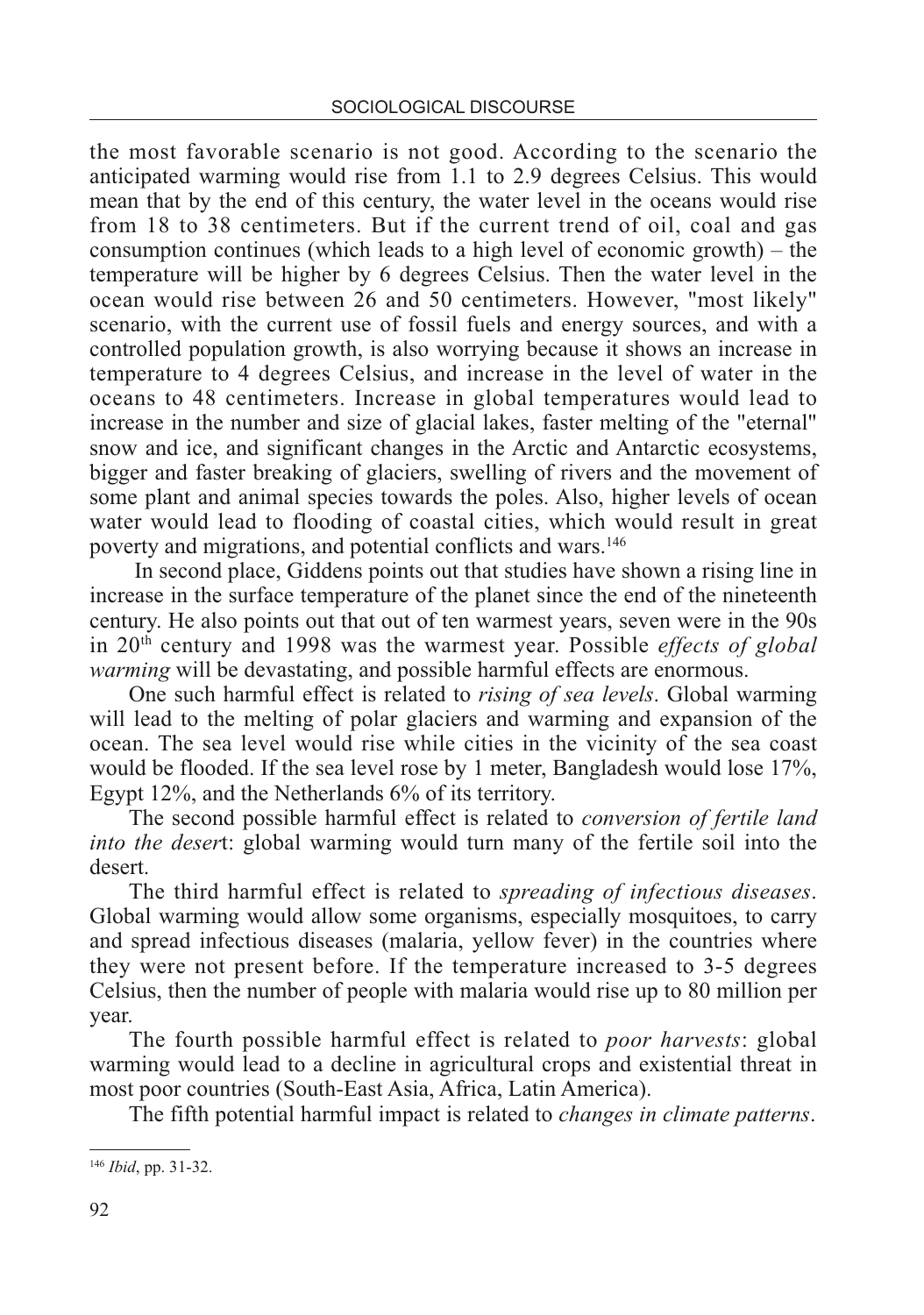the most favorable scenario is not good. According to the scenario the anticipated warming would rise from 1.1 to 2.9 degrees Celsius. This would mean that by the end of this century, the water level in the oceans would rise from 18 to 38 centimeters. But if the current trend of oil, coal and gas consumption continues (which leads to a high level of economic growth) – the temperature will be higher by 6 degrees Celsius. Then the water level in the ocean would rise between 26 and 50 centimeters. However, "most likely" scenario, with the current use of fossil fuels and energy sources, and with a controlled population growth, is also worrying because it shows an increase in temperature to 4 degrees Celsius, and increase in the level of water in the oceans to 48 centimeters. Increase in global temperatures would lead to increase in the number and size of glacial lakes, faster melting of the "eternal" snow and ice, and significant changes in the Arctic and Antarctic ecosystems, bigger and faster breaking of glaciers, swelling of rivers and the movement of some plant and animal species towards the poles. Also, higher levels of ocean water would lead to flooding of coastal cities, which would result in great poverty and migrations, and potential conflicts and wars.[146]

In second place, Giddens points out that studies have shown a rising line in increase in the surface temperature of the planet since the end of the nineteenth century. He also points out that out of ten warmest years, seven were in the 90s in 20th century and 1998 was the warmest year. Possible *effects of global warming* will be devastating, and possible harmful effects are enormous.

One such harmful effect is related to *rising of sea levels*. Global warming will lead to the melting of polar glaciers and warming and expansion of the ocean. The sea level would rise while cities in the vicinity of the sea coast would be flooded. If the sea level rose by 1 meter, Bangladesh would lose 17%, Egypt 12%, and the Netherlands 6% of its territory.

The second possible harmful effect is related to *conversion of fertile land into the deser*t: global warming would turn many of the fertile soil into the desert.

The third harmful effect is related to *spreading of infectious diseases*. Global warming would allow some organisms, especially mosquitoes, to carry and spread infectious diseases (malaria, yellow fever) in the countries where they were not present before. If the temperature increased to 3-5 degrees Celsius, then the number of people with malaria would rise up to 80 million per year.

The fourth possible harmful effect is related to *poor harvests*: global warming would lead to a decline in agricultural crops and existential threat in most poor countries (South-East Asia, Africa, Latin America).

The fifth potential harmful impact is related to *changes in climate patterns*.

---

[146] *Ibid*, pp. 31-32.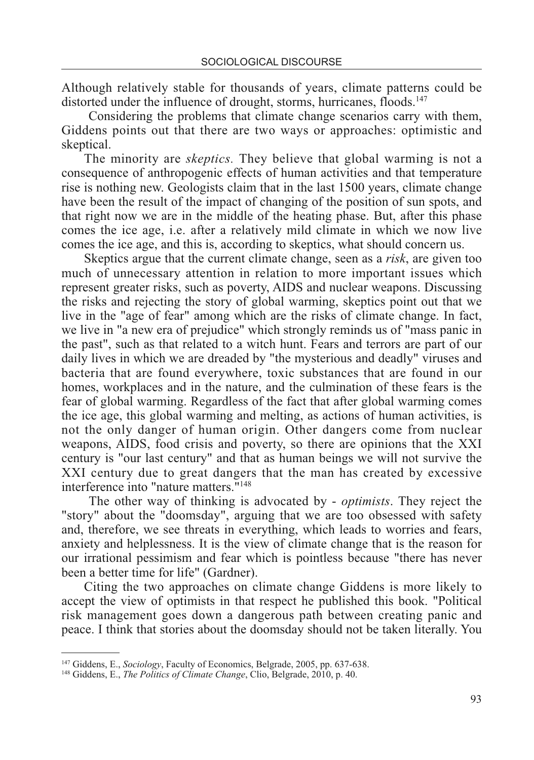Although relatively stable for thousands of years, climate patterns could be distorted under the influence of drought, storms, hurricanes, floods.[147]

Considering the problems that climate change scenarios carry with them, Giddens points out that there are two ways or approaches: optimistic and skeptical.

The minority are *skeptics.* They believe that global warming is not a consequence of anthropogenic effects of human activities and that temperature rise is nothing new. Geologists claim that in the last 1500 years, climate change have been the result of the impact of changing of the position of sun spots, and that right now we are in the middle of the heating phase. But, after this phase comes the ice age, i.e. after a relatively mild climate in which we now live comes the ice age, and this is, according to skeptics, what should concern us.

Skeptics argue that the current climate change, seen as a *risk*, are given too much of unnecessary attention in relation to more important issues which represent greater risks, such as poverty, AIDS and nuclear weapons. Discussing the risks and rejecting the story of global warming, skeptics point out that we live in the "age of fear" among which are the risks of climate change. In fact, we live in "a new era of prejudice" which strongly reminds us of "mass panic in the past", such as that related to a witch hunt. Fears and terrors are part of our daily lives in which we are dreaded by "the mysterious and deadly" viruses and bacteria that are found everywhere, toxic substances that are found in our homes, workplaces and in the nature, and the culmination of these fears is the fear of global warming. Regardless of the fact that after global warming comes the ice age, this global warming and melting, as actions of human activities, is not the only danger of human origin. Other dangers come from nuclear weapons, AIDS, food crisis and poverty, so there are opinions that the XXI century is "our last century" and that as human beings we will not survive the XXI century due to great dangers that the man has created by excessive interference into "nature matters."[148]

The other way of thinking is advocated by - *optimists*. They reject the "story" about the "doomsday", arguing that we are too obsessed with safety and, therefore, we see threats in everything, which leads to worries and fears, anxiety and helplessness. It is the view of climate change that is the reason for our irrational pessimism and fear which is pointless because "there has never been a better time for life" (Gardner).

Citing the two approaches on climate change Giddens is more likely to accept the view of optimists in that respect he published this book. "Political risk management goes down a dangerous path between creating panic and peace. I think that stories about the doomsday should not be taken literally. You

---

[147] Giddens, E., *Sociology*, Faculty of Economics, Belgrade, 2005, pp. 637-638.

[148] Giddens, E., *The Politics of Climate Change*, Clio, Belgrade, 2010, p. 40.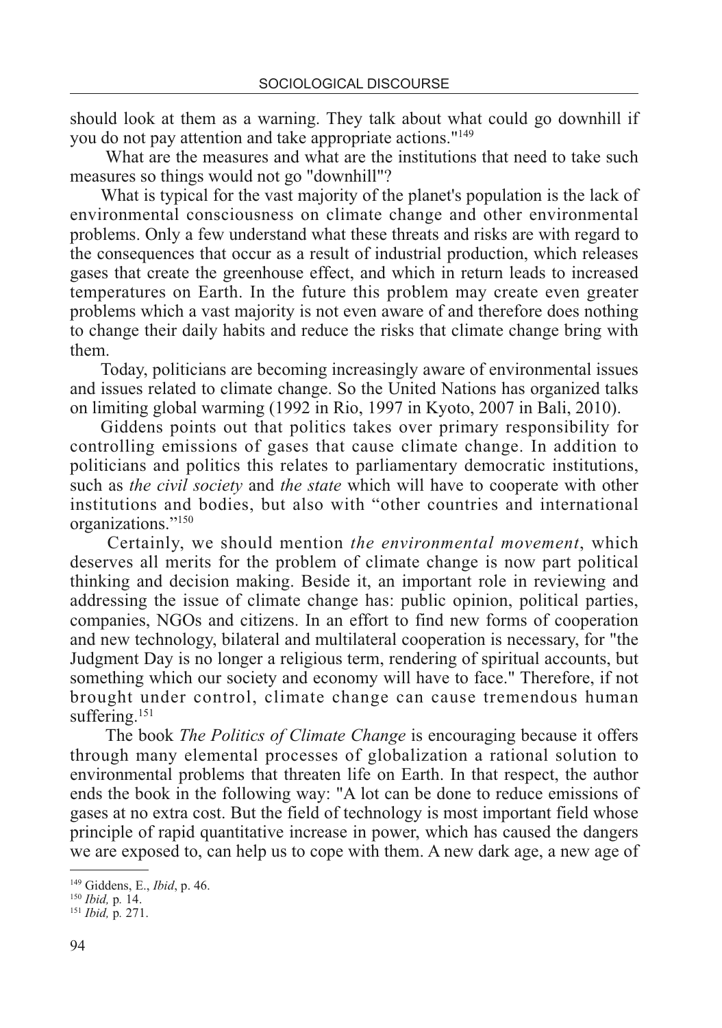should look at them as a warning. They talk about what could go downhill if you do not pay attention and take appropriate actions."[149]

What are the measures and what are the institutions that need to take such measures so things would not go "downhill"?

What is typical for the vast majority of the planet's population is the lack of environmental consciousness on climate change and other environmental problems. Only a few understand what these threats and risks are with regard to the consequences that occur as a result of industrial production, which releases gases that create the greenhouse effect, and which in return leads to increased temperatures on Earth. In the future this problem may create even greater problems which a vast majority is not even aware of and therefore does nothing to change their daily habits and reduce the risks that climate change bring with them.

Today, politicians are becoming increasingly aware of environmental issues and issues related to climate change. So the United Nations has organized talks on limiting global warming (1992 in Rio, 1997 in Kyoto, 2007 in Bali, 2010).

Giddens points out that politics takes over primary responsibility for controlling emissions of gases that cause climate change. In addition to politicians and politics this relates to parliamentary democratic institutions, such as *the civil society* and *the state* which will have to cooperate with other institutions and bodies, but also with "other countries and international organizations."[150]

Certainly, we should mention *the environmental movement*, which deserves all merits for the problem of climate change is now part political thinking and decision making. Beside it, an important role in reviewing and addressing the issue of climate change has: public opinion, political parties, companies, NGOs and citizens. In an effort to find new forms of cooperation and new technology, bilateral and multilateral cooperation is necessary, for "the Judgment Day is no longer a religious term, rendering of spiritual accounts, but something which our society and economy will have to face." Therefore, if not brought under control, climate change can cause tremendous human suffering.[151]

The book *The Politics of Climate Change* is encouraging because it offers through many elemental processes of globalization a rational solution to environmental problems that threaten life on Earth. In that respect, the author ends the book in the following way: "A lot can be done to reduce emissions of gases at no extra cost. But the field of technology is most important field whose principle of rapid quantitative increase in power, which has caused the dangers we are exposed to, can help us to cope with them. A new dark age, a new age of

[149] Giddens, E., *Ibid*, p. 46.

[150] *Ibid,* p. 14.

[151] *Ibid,* p. 271.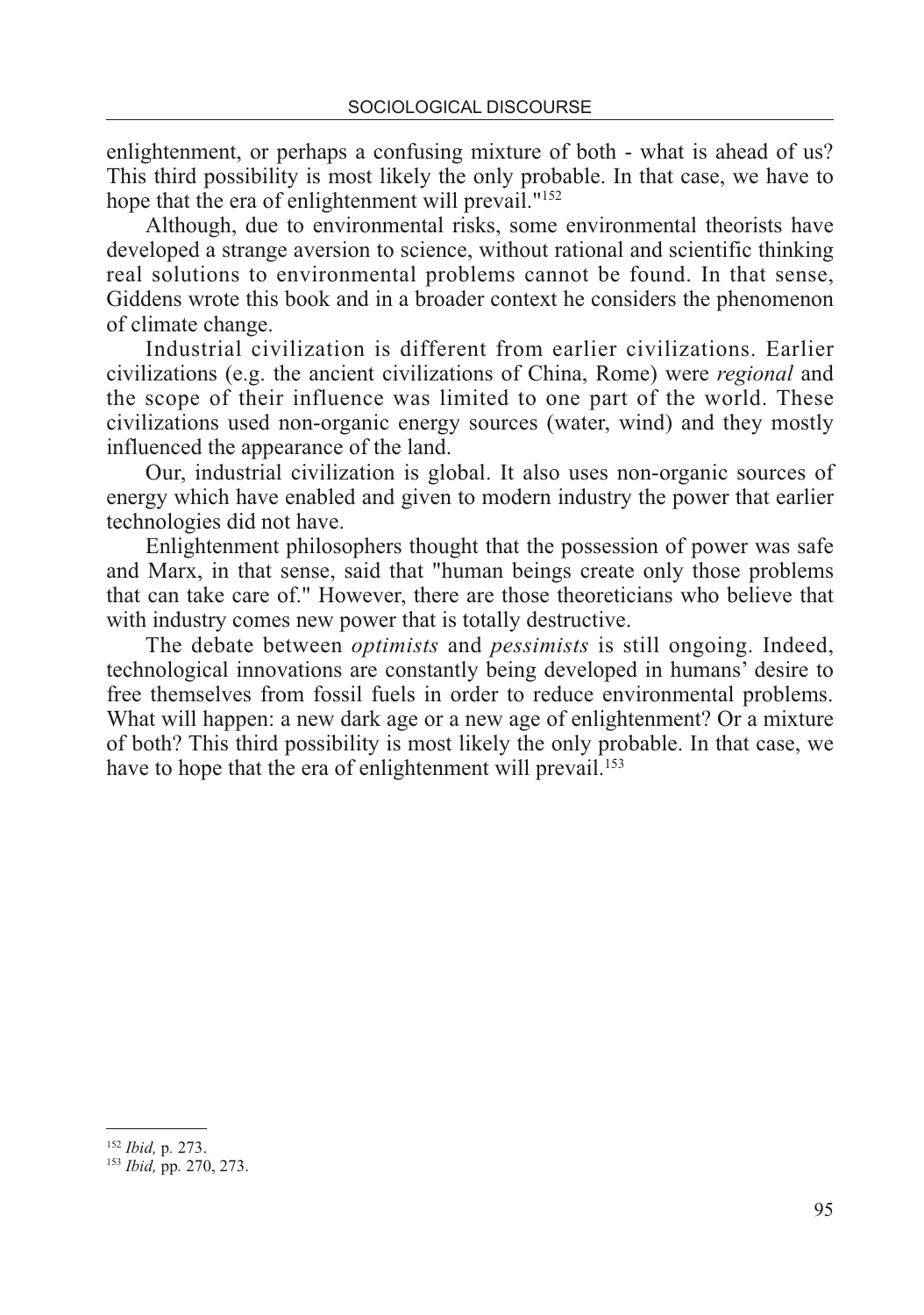enlightenment, or perhaps a confusing mixture of both - what is ahead of us? This third possibility is most likely the only probable. In that case, we have to hope that the era of enlightenment will prevail."[152]

Although, due to environmental risks, some environmental theorists have developed a strange aversion to science, without rational and scientific thinking real solutions to environmental problems cannot be found. In that sense, Giddens wrote this book and in a broader context he considers the phenomenon of climate change.

Industrial civilization is different from earlier civilizations. Earlier civilizations (e.g. the ancient civilizations of China, Rome) were *regional* and the scope of their influence was limited to one part of the world. These civilizations used non-organic energy sources (water, wind) and they mostly influenced the appearance of the land.

Our, industrial civilization is global. It also uses non-organic sources of energy which have enabled and given to modern industry the power that earlier technologies did not have.

Enlightenment philosophers thought that the possession of power was safe and Marx, in that sense, said that "human beings create only those problems that can take care of." However, there are those theoreticians who believe that with industry comes new power that is totally destructive.

The debate between *optimists* and *pessimists* is still ongoing. Indeed, technological innovations are constantly being developed in humans' desire to free themselves from fossil fuels in order to reduce environmental problems. What will happen: a new dark age or a new age of enlightenment? Or a mixture of both? This third possibility is most likely the only probable. In that case, we have to hope that the era of enlightenment will prevail.[153]

---

[152] *Ibid,* p. 273.

[153] *Ibid,* pp. 270, 273.